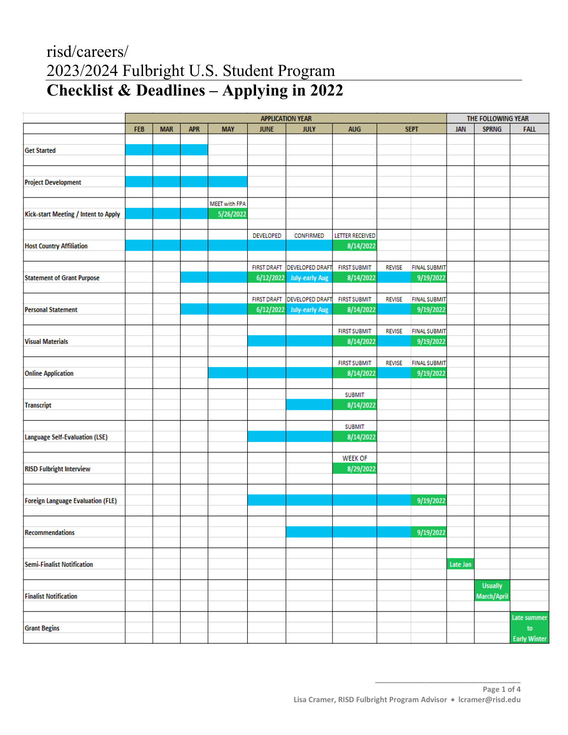risd/careers/

2023/2024 Fulbright U.S. Student Program

# Checklist & Deadlines – Applying in 2022

| | APPLICATION YEAR | | | | | | | | | THE FOLLOWING YEAR | | |
|---|---|---|---|---|---|---|---|---|---|---|---|---|
| | FEB | MAR | APR | MAY | JUNE | JULY | AUG | SEPT | | JAN | SPRNG | FALL |
| Get Started | | | | | | | | | | | | |
| Project Development | | | | | | | | | | | | |
| Kick-start Meeting / Intent to Apply | | | | MEET with FPA 5/26/2022 | | | | | | | | |
| Host Country Affiliation | | | | | DEVELOPED | CONFIRMED | LETTER RECEIVED 8/14/2022 | | | | | |
| Statement of Grant Purpose | | | | | FIRST DRAFT 6/12/2022 | DEVELOPED DRAFT July-early Aug | FIRST SUBMIT 8/14/2022 | REVISE | FINAL SUBMIT 9/19/2022 | | | |
| Personal Statement | | | | | FIRST DRAFT 6/12/2022 | DEVELOPED DRAFT July-early Aug | FIRST SUBMIT 8/14/2022 | REVISE | FINAL SUBMIT 9/19/2022 | | | |
| Visual Materials | | | | | | | FIRST SUBMIT 8/14/2022 | REVISE | FINAL SUBMIT 9/19/2022 | | | |
| Online Application | | | | | | | FIRST SUBMIT 8/14/2022 | REVISE | FINAL SUBMIT 9/19/2022 | | | |
| Transcript | | | | | | | SUBMIT 8/14/2022 | | | | | |
| Language Self-Evaluation (LSE) | | | | | | | SUBMIT 8/14/2022 | | | | | |
| RISD Fulbright Interview | | | | | | | WEEK OF 8/29/2022 | | | | | |
| Foreign Language Evaluation (FLE) | | | | | | | | | 9/19/2022 | | | |
| Recommendations | | | | | | | | | 9/19/2022 | | | |
| Semi-Finalist Notification | | | | | | | | | | Late Jan | | |
| Finalist Notification | | | | | | | | | | | Usually March/April | |
| Grant Begins | | | | | | | | | | | | Late summer to Early Winter |

Lisa Cramer, RISD Fulbright Program Advisor • lcramer@risd.edu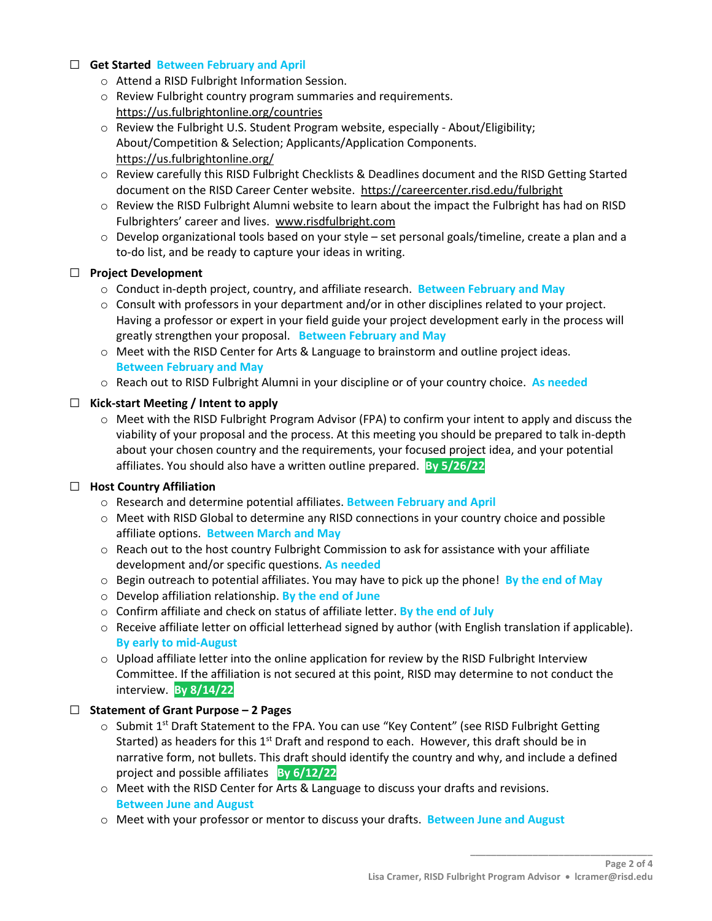- ☐ **Get Started** **Between February and April**
  - Attend a RISD Fulbright Information Session.
  - Review Fulbright country program summaries and requirements. https://us.fulbrightonline.org/countries
  - Review the Fulbright U.S. Student Program website, especially - About/Eligibility; About/Competition & Selection; Applicants/Application Components. https://us.fulbrightonline.org/
  - Review carefully this RISD Fulbright Checklists & Deadlines document and the RISD Getting Started document on the RISD Career Center website. https://careercenter.risd.edu/fulbright
  - Review the RISD Fulbright Alumni website to learn about the impact the Fulbright has had on RISD Fulbrighters' career and lives. www.risdfulbright.com
  - Develop organizational tools based on your style – set personal goals/timeline, create a plan and a to-do list, and be ready to capture your ideas in writing.

- ☐ **Project Development**
  - Conduct in-depth project, country, and affiliate research. **Between February and May**
  - Consult with professors in your department and/or in other disciplines related to your project. Having a professor or expert in your field guide your project development early in the process will greatly strengthen your proposal. **Between February and May**
  - Meet with the RISD Center for Arts & Language to brainstorm and outline project ideas. **Between February and May**
  - Reach out to RISD Fulbright Alumni in your discipline or of your country choice. **As needed**

- ☐ **Kick-start Meeting / Intent to apply**
  - Meet with the RISD Fulbright Program Advisor (FPA) to confirm your intent to apply and discuss the viability of your proposal and the process. At this meeting you should be prepared to talk in-depth about your chosen country and the requirements, your focused project idea, and your potential affiliates. You should also have a written outline prepared. **By 5/26/22**

- ☐ **Host Country Affiliation**
  - Research and determine potential affiliates. **Between February and April**
  - Meet with RISD Global to determine any RISD connections in your country choice and possible affiliate options. **Between March and May**
  - Reach out to the host country Fulbright Commission to ask for assistance with your affiliate development and/or specific questions. **As needed**
  - Begin outreach to potential affiliates. You may have to pick up the phone! **By the end of May**
  - Develop affiliation relationship. **By the end of June**
  - Confirm affiliate and check on status of affiliate letter. **By the end of July**
  - Receive affiliate letter on official letterhead signed by author (with English translation if applicable). **By early to mid-August**
  - Upload affiliate letter into the online application for review by the RISD Fulbright Interview Committee. If the affiliation is not secured at this point, RISD may determine to not conduct the interview. **By 8/14/22**

- ☐ **Statement of Grant Purpose – 2 Pages**
  - Submit 1st Draft Statement to the FPA. You can use "Key Content" (see RISD Fulbright Getting Started) as headers for this 1st Draft and respond to each. However, this draft should be in narrative form, not bullets. This draft should identify the country and why, and include a defined project and possible affiliates **By 6/12/22**
  - Meet with the RISD Center for Arts & Language to discuss your drafts and revisions. **Between June and August**
  - Meet with your professor or mentor to discuss your drafts. **Between June and August**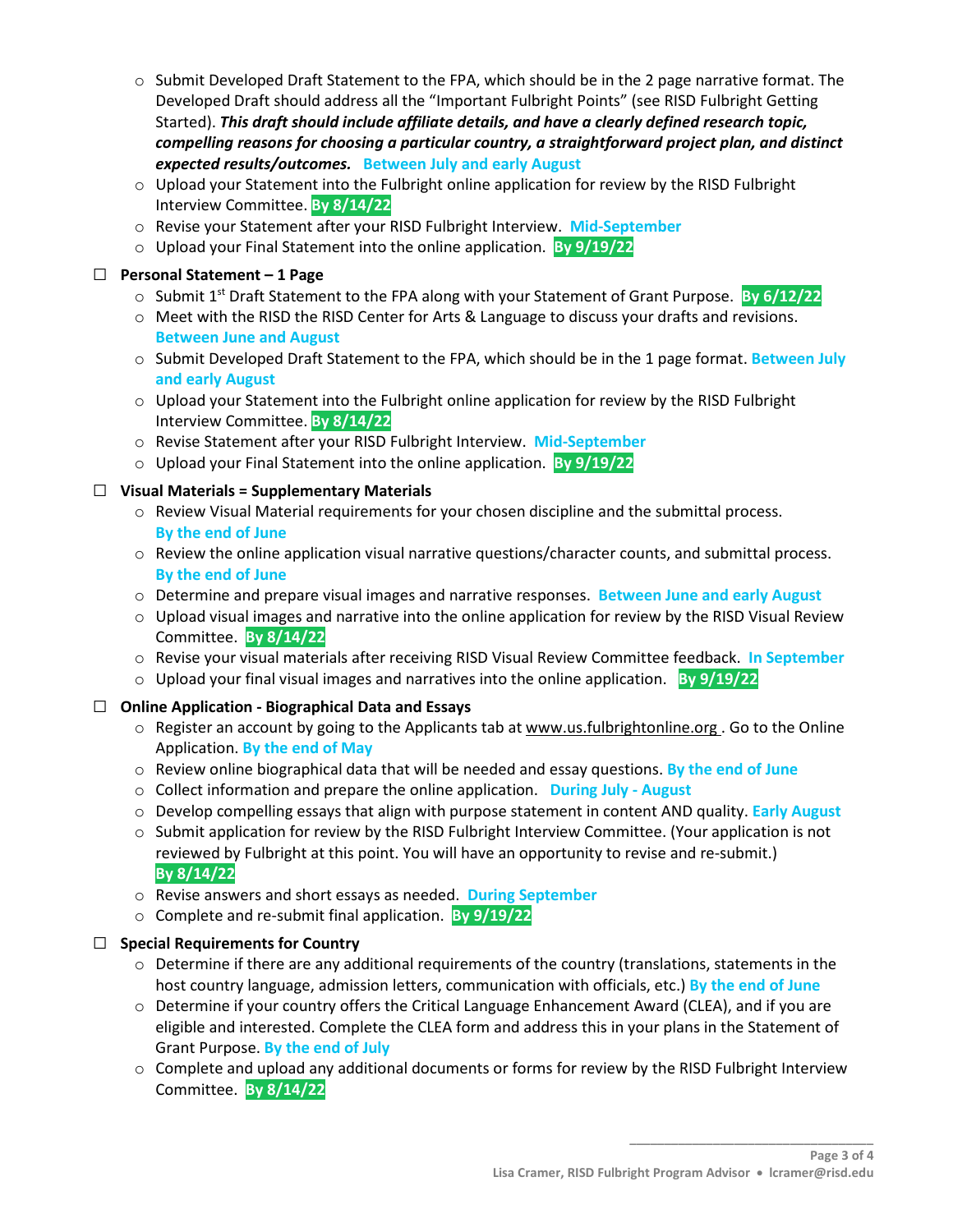- Submit Developed Draft Statement to the FPA, which should be in the 2 page narrative format. The Developed Draft should address all the "Important Fulbright Points" (see RISD Fulbright Getting Started). ***This draft should include affiliate details, and have a clearly defined research topic, compelling reasons for choosing a particular country, a straightforward project plan, and distinct expected results/outcomes.*** **Between July and early August**
- Upload your Statement into the Fulbright online application for review by the RISD Fulbright Interview Committee. **By 8/14/22**
- Revise your Statement after your RISD Fulbright Interview. **Mid-September**
- Upload your Final Statement into the online application. **By 9/19/22**

☐ **Personal Statement – 1 Page**

- Submit 1st Draft Statement to the FPA along with your Statement of Grant Purpose. **By 6/12/22**
- Meet with the RISD the RISD Center for Arts & Language to discuss your drafts and revisions. **Between June and August**
- Submit Developed Draft Statement to the FPA, which should be in the 1 page format. **Between July and early August**
- Upload your Statement into the Fulbright online application for review by the RISD Fulbright Interview Committee. **By 8/14/22**
- Revise Statement after your RISD Fulbright Interview. **Mid-September**
- Upload your Final Statement into the online application. **By 9/19/22**

☐ **Visual Materials = Supplementary Materials**

- Review Visual Material requirements for your chosen discipline and the submittal process. **By the end of June**
- Review the online application visual narrative questions/character counts, and submittal process. **By the end of June**
- Determine and prepare visual images and narrative responses. **Between June and early August**
- Upload visual images and narrative into the online application for review by the RISD Visual Review Committee. **By 8/14/22**
- Revise your visual materials after receiving RISD Visual Review Committee feedback. **In September**
- Upload your final visual images and narratives into the online application. **By 9/19/22**

☐ **Online Application - Biographical Data and Essays**

- Register an account by going to the Applicants tab at www.us.fulbrightonline.org . Go to the Online Application. **By the end of May**
- Review online biographical data that will be needed and essay questions. **By the end of June**
- Collect information and prepare the online application. **During July - August**
- Develop compelling essays that align with purpose statement in content AND quality. **Early August**
- Submit application for review by the RISD Fulbright Interview Committee. (Your application is not reviewed by Fulbright at this point. You will have an opportunity to revise and re-submit.) **By 8/14/22**
- Revise answers and short essays as needed. **During September**
- Complete and re-submit final application. **By 9/19/22**

☐ **Special Requirements for Country**

- Determine if there are any additional requirements of the country (translations, statements in the host country language, admission letters, communication with officials, etc.) **By the end of June**
- Determine if your country offers the Critical Language Enhancement Award (CLEA), and if you are eligible and interested. Complete the CLEA form and address this in your plans in the Statement of Grant Purpose. **By the end of July**
- Complete and upload any additional documents or forms for review by the RISD Fulbright Interview Committee. **By 8/14/22**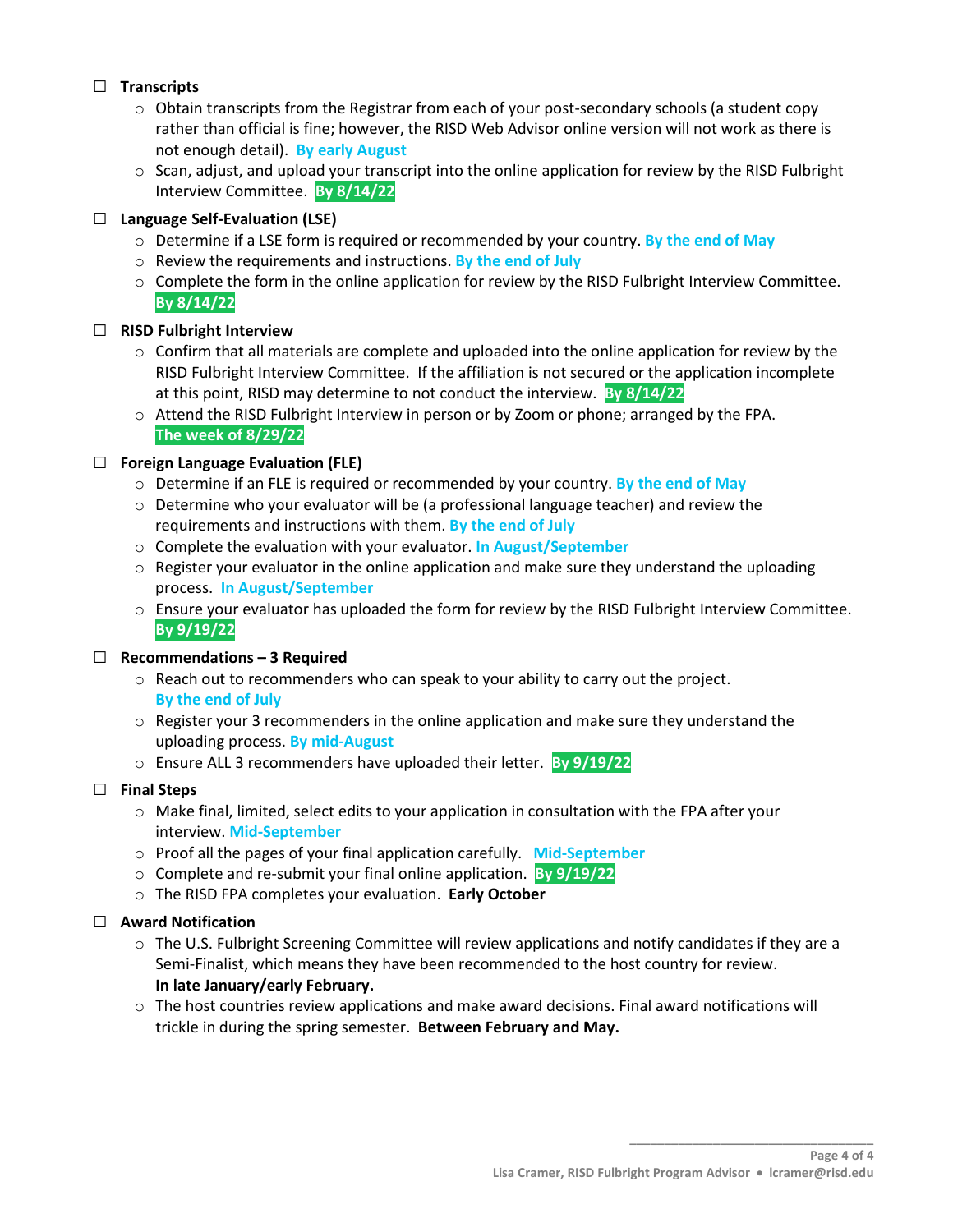- ☐ **Transcripts**
  - Obtain transcripts from the Registrar from each of your post-secondary schools (a student copy rather than official is fine; however, the RISD Web Advisor online version will not work as there is not enough detail). **By early August**
  - Scan, adjust, and upload your transcript into the online application for review by the RISD Fulbright Interview Committee. **By 8/14/22**
- ☐ **Language Self-Evaluation (LSE)**
  - Determine if a LSE form is required or recommended by your country. **By the end of May**
  - Review the requirements and instructions. **By the end of July**
  - Complete the form in the online application for review by the RISD Fulbright Interview Committee. **By 8/14/22**
- ☐ **RISD Fulbright Interview**
  - Confirm that all materials are complete and uploaded into the online application for review by the RISD Fulbright Interview Committee. If the affiliation is not secured or the application incomplete at this point, RISD may determine to not conduct the interview. **By 8/14/22**
  - Attend the RISD Fulbright Interview in person or by Zoom or phone; arranged by the FPA. **The week of 8/29/22**
- ☐ **Foreign Language Evaluation (FLE)**
  - Determine if an FLE is required or recommended by your country. **By the end of May**
  - Determine who your evaluator will be (a professional language teacher) and review the requirements and instructions with them. **By the end of July**
  - Complete the evaluation with your evaluator. **In August/September**
  - Register your evaluator in the online application and make sure they understand the uploading process. **In August/September**
  - Ensure your evaluator has uploaded the form for review by the RISD Fulbright Interview Committee. **By 9/19/22**
- ☐ **Recommendations – 3 Required**
  - Reach out to recommenders who can speak to your ability to carry out the project. **By the end of July**
  - Register your 3 recommenders in the online application and make sure they understand the uploading process. **By mid-August**
  - Ensure ALL 3 recommenders have uploaded their letter. **By 9/19/22**
- ☐ **Final Steps**
  - Make final, limited, select edits to your application in consultation with the FPA after your interview. **Mid-September**
  - Proof all the pages of your final application carefully. **Mid-September**
  - Complete and re-submit your final online application. **By 9/19/22**
  - The RISD FPA completes your evaluation. **Early October**
- ☐ **Award Notification**
  - The U.S. Fulbright Screening Committee will review applications and notify candidates if they are a Semi-Finalist, which means they have been recommended to the host country for review. **In late January/early February.**
  - The host countries review applications and make award decisions. Final award notifications will trickle in during the spring semester. **Between February and May.**

Lisa Cramer, RISD Fulbright Program Advisor • lcramer@risd.edu